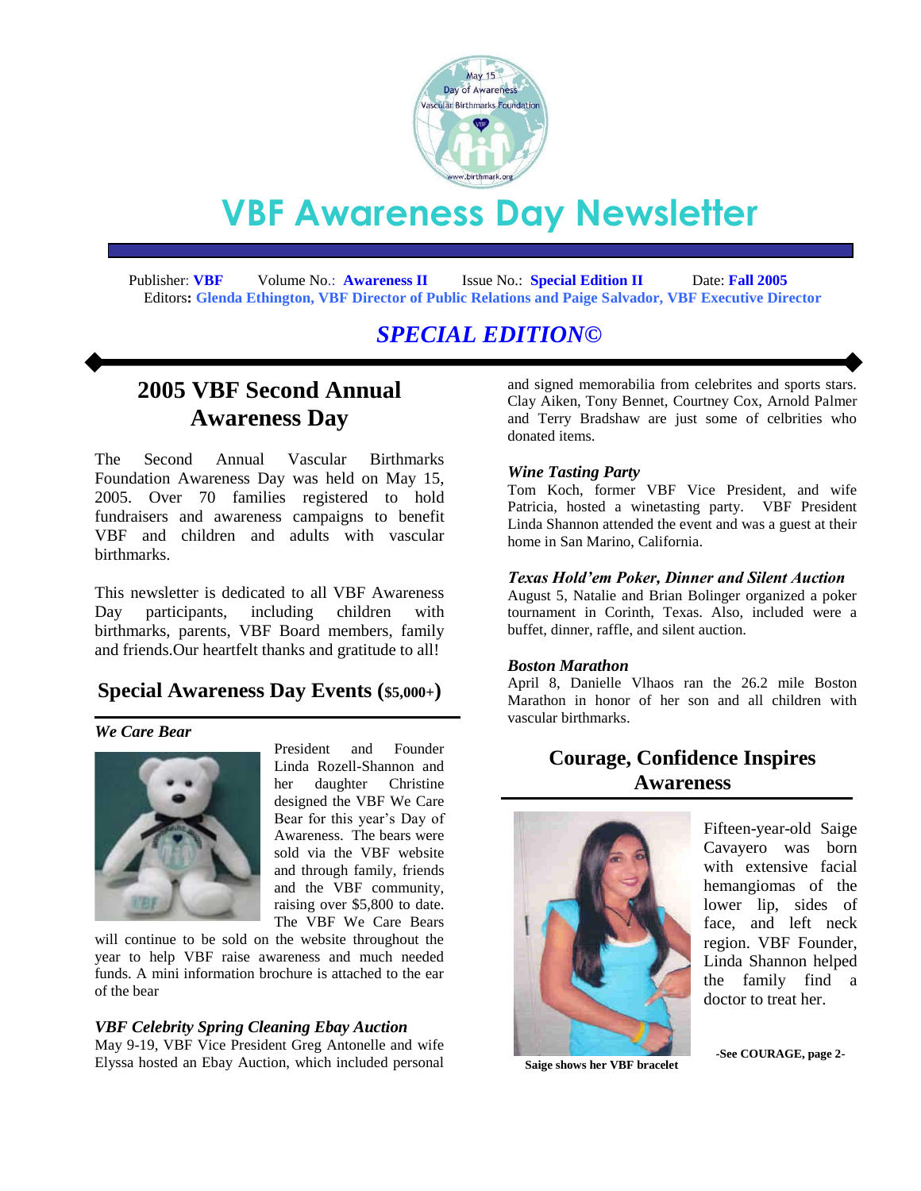# VBF Awareness Day Newsletter

Publisher: **VBF** Volume No.: **Awareness II** Issue No.: **Special Edition II** Date: **Fall 2005**
Editors**: Glenda Ethington, VBF Director of Public Relations and Paige Salvador, VBF Executive Director**

## *SPECIAL EDITION©*

## 2005 VBF Second Annual Awareness Day

The Second Annual Vascular Birthmarks Foundation Awareness Day was held on May 15, 2005. Over 70 families registered to hold fundraisers and awareness campaigns to benefit VBF and children and adults with vascular birthmarks.

This newsletter is dedicated to all VBF Awareness Day participants, including children with birthmarks, parents, VBF Board members, family and friends.Our heartfelt thanks and gratitude to all!

## Special Awareness Day Events ($5,000+)

### *We Care Bear*

President and Founder Linda Rozell-Shannon and her daughter Christine designed the VBF We Care Bear for this year's Day of Awareness. The bears were sold via the VBF website and through family, friends and the VBF community, raising over $5,800 to date. The VBF We Care Bears will continue to be sold on the website throughout the year to help VBF raise awareness and much needed funds. A mini information brochure is attached to the ear of the bear

### *VBF Celebrity Spring Cleaning Ebay Auction*

May 9-19, VBF Vice President Greg Antonelle and wife Elyssa hosted an Ebay Auction, which included personal and signed memorabilia from celebrites and sports stars. Clay Aiken, Tony Bennet, Courtney Cox, Arnold Palmer and Terry Bradshaw are just some of celbrities who donated items.

### *Wine Tasting Party*

Tom Koch, former VBF Vice President, and wife Patricia, hosted a winetasting party. VBF President Linda Shannon attended the event and was a guest at their home in San Marino, California.

### *Texas Hold'em Poker, Dinner and Silent Auction*

August 5, Natalie and Brian Bolinger organized a poker tournament in Corinth, Texas. Also, included were a buffet, dinner, raffle, and silent auction.

### *Boston Marathon*

April 8, Danielle Vlhaos ran the 26.2 mile Boston Marathon in honor of her son and all children with vascular birthmarks.

## Courage, Confidence Inspires Awareness

Fifteen-year-old Saige Cavayero was born with extensive facial hemangiomas of the lower lip, sides of face, and left neck region. VBF Founder, Linda Shannon helped the family find a doctor to treat her.

**Saige shows her VBF bracelet**

**-See COURAGE, page 2-**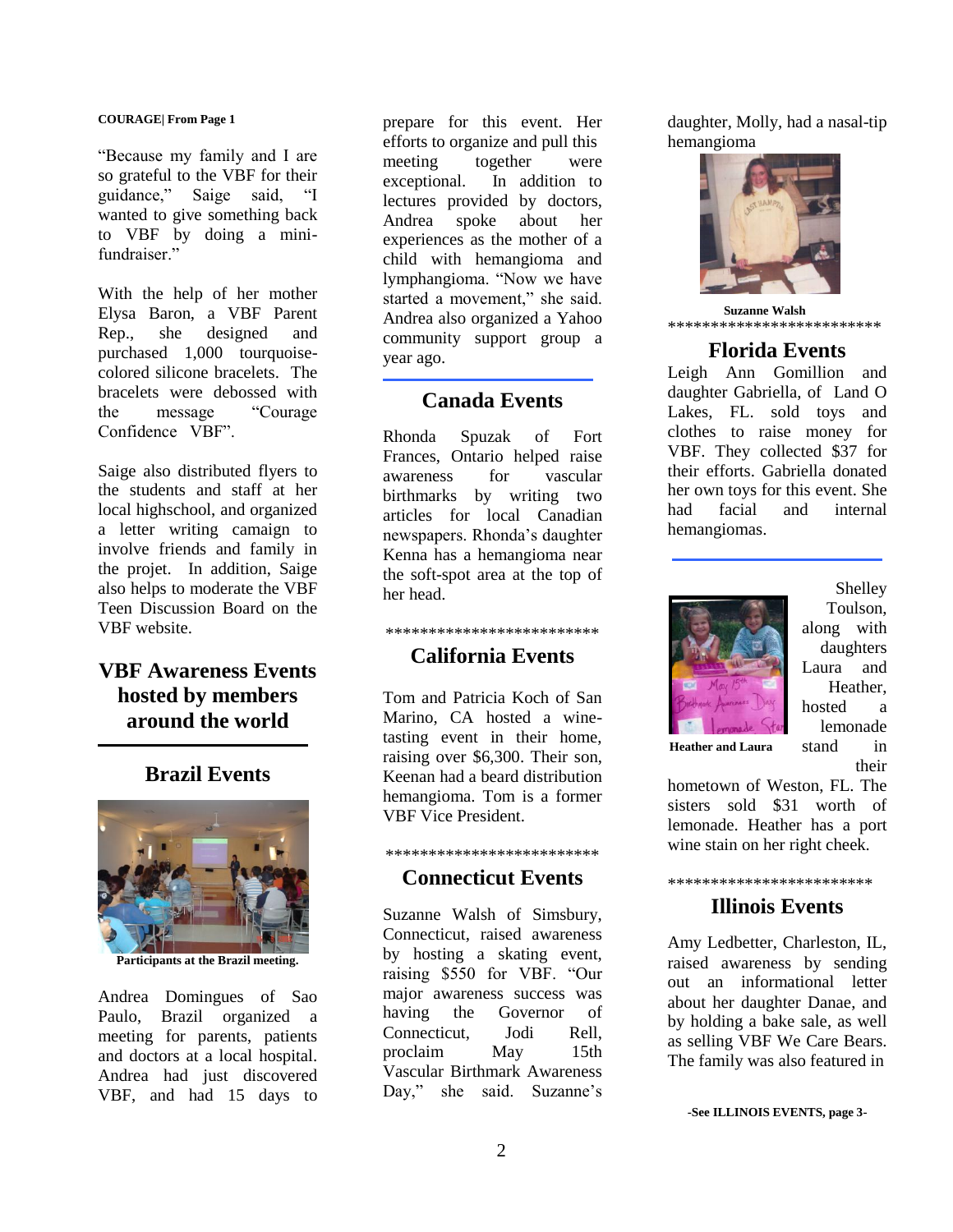**COURAGE| From Page 1**

"Because my family and I are so grateful to the VBF for their guidance," Saige said, "I wanted to give something back to VBF by doing a mini-fundraiser."

With the help of her mother Elysa Baron, a VBF Parent Rep., she designed and purchased 1,000 tourquoise-colored silicone bracelets. The bracelets were debossed with the message "Courage Confidence VBF".

Saige also distributed flyers to the students and staff at her local highschool, and organized a letter writing camaign to involve friends and family in the projet. In addition, Saige also helps to moderate the VBF Teen Discussion Board on the VBF website.

## VBF Awareness Events hosted by members around the world

### Brazil Events

**Participants at the Brazil meeting.**

Andrea Domingues of Sao Paulo, Brazil organized a meeting for parents, patients and doctors at a local hospital. Andrea had just discovered VBF, and had 15 days to prepare for this event. Her efforts to organize and pull this meeting together were exceptional. In addition to lectures provided by doctors, Andrea spoke about her experiences as the mother of a child with hemangioma and lymphangioma. "Now we have started a movement," she said. Andrea also organized a Yahoo community support group a year ago.

### Canada Events

Rhonda Spuzak of Fort Frances, Ontario helped raise awareness for vascular birthmarks by writing two articles for local Canadian newspapers. Rhonda's daughter Kenna has a hemangioma near the soft-spot area at the top of her head.

*************************

### California Events

Tom and Patricia Koch of San Marino, CA hosted a wine-tasting event in their home, raising over $6,300. Their son, Keenan had a beard distribution hemangioma. Tom is a former VBF Vice President.

*************************

### Connecticut Events

Suzanne Walsh of Simsbury, Connecticut, raised awareness by hosting a skating event, raising $550 for VBF. "Our major awareness success was having the Governor of Connecticut, Jodi Rell, proclaim May 15th Vascular Birthmark Awareness Day," she said. Suzanne's daughter, Molly, had a nasal-tip hemangioma

**Suzanne Walsh**

*************************

### Florida Events

Leigh Ann Gomillion and daughter Gabriella, of Land O Lakes, FL. sold toys and clothes to raise money for VBF. They collected $37 for their efforts. Gabriella donated her own toys for this event. She had facial and internal hemangiomas.

**Heather and Laura**

Shelley Toulson, along with daughters Laura and Heather, hosted a lemonade stand in their hometown of Weston, FL. The sisters sold $31 worth of lemonade. Heather has a port wine stain on her right cheek.

************************

### Illinois Events

Amy Ledbetter, Charleston, IL, raised awareness by sending out an informational letter about her daughter Danae, and by holding a bake sale, as well as selling VBF We Care Bears. The family was also featured in

**-See ILLINOIS EVENTS, page 3-**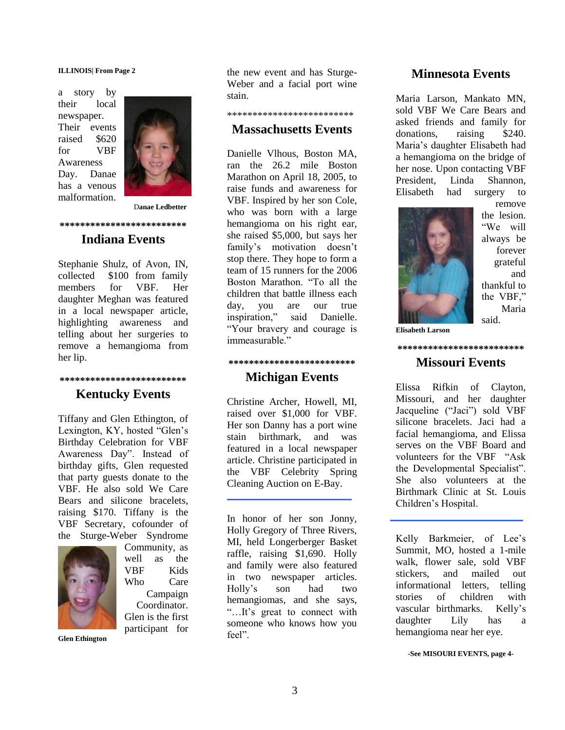**ILLINOIS| From Page 2**

a story by their local newspaper. Their events raised $620 for VBF Awareness Day. Danae has a venous malformation.

Danae Ledbetter

*************************

## Indiana Events

Stephanie Shulz, of Avon, IN, collected $100 from family members for VBF. Her daughter Meghan was featured in a local newspaper article, highlighting awareness and telling about her surgeries to remove a hemangioma from her lip.

*************************

## Kentucky Events

Tiffany and Glen Ethington, of Lexington, KY, hosted "Glen's Birthday Celebration for VBF Awareness Day". Instead of birthday gifts, Glen requested that party guests donate to the VBF. He also sold We Care Bears and silicone bracelets, raising $170. Tiffany is the VBF Secretary, cofounder of the Sturge-Weber Syndrome Community, as well as the VBF Kids Who Care Campaign Coordinator. Glen is the first participant for the new event and has Sturge-Weber and a facial port wine stain.

Glen Ethington

*************************

## Massachusetts Events

Danielle Vlhous, Boston MA, ran the 26.2 mile Boston Marathon on April 18, 2005, to raise funds and awareness for VBF. Inspired by her son Cole, who was born with a large hemangioma on his right ear, she raised $5,000, but says her family's motivation doesn't stop there. They hope to form a team of 15 runners for the 2006 Boston Marathon. "To all the children that battle illness each day, you are our true inspiration," said Danielle. "Your bravery and courage is immeasurable."

*************************

## Michigan Events

Christine Archer, Howell, MI, raised over $1,000 for VBF. Her son Danny has a port wine stain birthmark, and was featured in a local newspaper article. Christine participated in the VBF Celebrity Spring Cleaning Auction on E-Bay.

---

In honor of her son Jonny, Holly Gregory of Three Rivers, MI, held Longerberger Basket raffle, raising $1,690. Holly and family were also featured in two newspaper articles. Holly's son had two hemangiomas, and she says, "…It's great to connect with someone who knows how you feel".

## Minnesota Events

Maria Larson, Mankato MN, sold VBF We Care Bears and asked friends and family for donations, raising $240. Maria's daughter Elisabeth had a hemangioma on the bridge of her nose. Upon contacting VBF President, Linda Shannon, Elisabeth had surgery to remove the lesion. "We will always be forever grateful and thankful to the VBF," Maria said.

Elisabeth Larson

*************************

## Missouri Events

Elissa Rifkin of Clayton, Missouri, and her daughter Jacqueline ("Jaci") sold VBF silicone bracelets. Jaci had a facial hemangioma, and Elissa serves on the VBF Board and volunteers for the VBF "Ask the Developmental Specialist". She also volunteers at the Birthmark Clinic at St. Louis Children's Hospital.

---

Kelly Barkmeier, of Lee's Summit, MO, hosted a 1-mile walk, flower sale, sold VBF stickers, and mailed out informational letters, telling stories of children with vascular birthmarks. Kelly's daughter Lily has a hemangioma near her eye.

**-See MISOURI EVENTS, page 4-**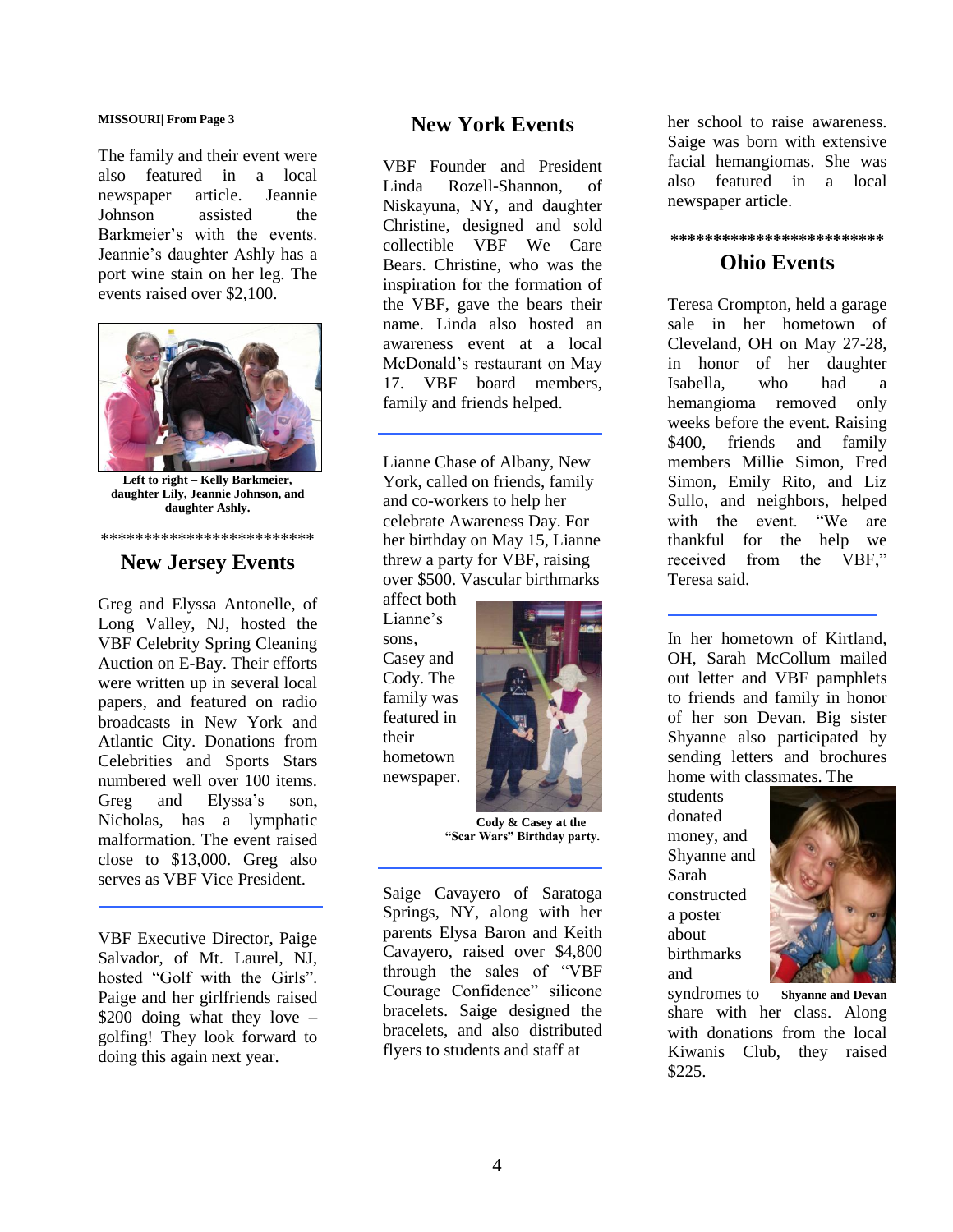**MISSOURI| From Page 3**

The family and their event were also featured in a local newspaper article. Jeannie Johnson assisted the Barkmeier's with the events. Jeannie's daughter Ashly has a port wine stain on her leg. The events raised over $2,100.

**Left to right – Kelly Barkmeier, daughter Lily, Jeannie Johnson, and daughter Ashly.**

*************************

## New Jersey Events

Greg and Elyssa Antonelle, of Long Valley, NJ, hosted the VBF Celebrity Spring Cleaning Auction on E-Bay. Their efforts were written up in several local papers, and featured on radio broadcasts in New York and Atlantic City. Donations from Celebrities and Sports Stars numbered well over 100 items. Greg and Elyssa's son, Nicholas, has a lymphatic malformation. The event raised close to $13,000. Greg also serves as VBF Vice President.

---

VBF Executive Director, Paige Salvador, of Mt. Laurel, NJ, hosted "Golf with the Girls". Paige and her girlfriends raised $200 doing what they love – golfing! They look forward to doing this again next year.

## New York Events

VBF Founder and President Linda Rozell-Shannon, of Niskayuna, NY, and daughter Christine, designed and sold collectible VBF We Care Bears. Christine, who was the inspiration for the formation of the VBF, gave the bears their name. Linda also hosted an awareness event at a local McDonald's restaurant on May 17. VBF board members, family and friends helped.

---

Lianne Chase of Albany, New York, called on friends, family and co-workers to help her celebrate Awareness Day. For her birthday on May 15, Lianne threw a party for VBF, raising over $500. Vascular birthmarks affect both Lianne's sons, Casey and Cody. The family was featured in their hometown newspaper.

**Cody & Casey at the "Scar Wars" Birthday party.**

---

Saige Cavayero of Saratoga Springs, NY, along with her parents Elysa Baron and Keith Cavayero, raised over $4,800 through the sales of "VBF Courage Confidence" silicone bracelets. Saige designed the bracelets, and also distributed flyers to students and staff at her school to raise awareness. Saige was born with extensive facial hemangiomas. She was also featured in a local newspaper article.

*************************

## Ohio Events

Teresa Crompton, held a garage sale in her hometown of Cleveland, OH on May 27-28, in honor of her daughter Isabella, who had a hemangioma removed only weeks before the event. Raising $400, friends and family members Millie Simon, Fred Simon, Emily Rito, and Liz Sullo, and neighbors, helped with the event. "We are thankful for the help we received from the VBF," Teresa said.

---

In her hometown of Kirtland, OH, Sarah McCollum mailed out letter and VBF pamphlets to friends and family in honor of her son Devan. Big sister Shyanne also participated by sending letters and brochures home with classmates. The students donated money, and Shyanne and Sarah constructed a poster about birthmarks and syndromes to share with her class. Along with donations from the local Kiwanis Club, they raised $225.

**Shyanne and Devan**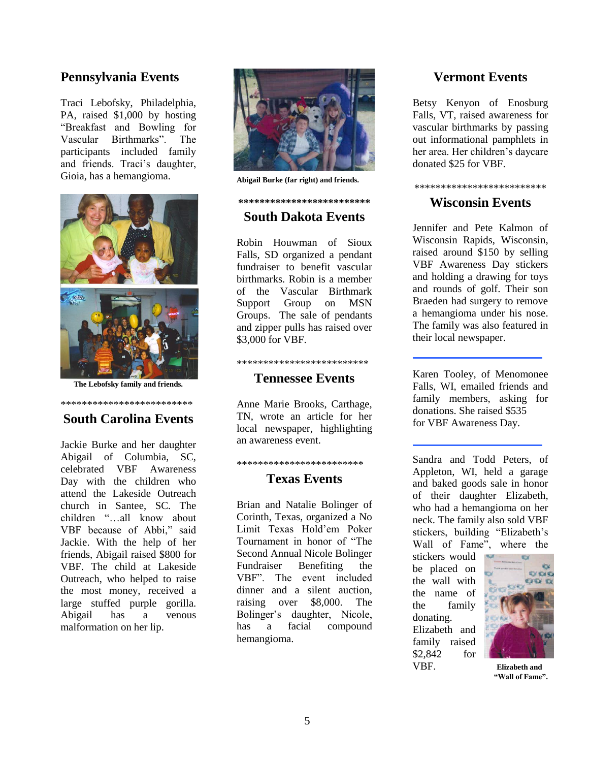## Pennsylvania Events

Traci Lebofsky, Philadelphia, PA, raised $1,000 by hosting "Breakfast and Bowling for Vascular Birthmarks". The participants included family and friends. Traci's daughter, Gioia, has a hemangioma.

**The Lebofsky family and friends.**

*************************

## South Carolina Events

Jackie Burke and her daughter Abigail of Columbia, SC, celebrated VBF Awareness Day with the children who attend the Lakeside Outreach church in Santee, SC. The children "…all know about VBF because of Abbi," said Jackie. With the help of her friends, Abigail raised $800 for VBF. The child at Lakeside Outreach, who helped to raise the most money, received a large stuffed purple gorilla. Abigail has a venous malformation on her lip.

**Abigail Burke (far right) and friends.**

*************************

## South Dakota Events

Robin Houwman of Sioux Falls, SD organized a pendant fundraiser to benefit vascular birthmarks. Robin is a member of the Vascular Birthmark Support Group on MSN Groups. The sale of pendants and zipper pulls has raised over $3,000 for VBF.

*************************

## Tennessee Events

Anne Marie Brooks, Carthage, TN, wrote an article for her local newspaper, highlighting an awareness event.

************************

## Texas Events

Brian and Natalie Bolinger of Corinth, Texas, organized a No Limit Texas Hold'em Poker Tournament in honor of "The Second Annual Nicole Bolinger Fundraiser Benefiting the VBF". The event included dinner and a silent auction, raising over $8,000. The Bolinger's daughter, Nicole, has a facial compound hemangioma.

## Vermont Events

Betsy Kenyon of Enosburg Falls, VT, raised awareness for vascular birthmarks by passing out informational pamphlets in her area. Her children's daycare donated $25 for VBF.

*************************

## Wisconsin Events

Jennifer and Pete Kalmon of Wisconsin Rapids, Wisconsin, raised around $150 by selling VBF Awareness Day stickers and holding a drawing for toys and rounds of golf. Their son Braeden had surgery to remove a hemangioma under his nose. The family was also featured in their local newspaper.

---

Karen Tooley, of Menomonee Falls, WI, emailed friends and family members, asking for donations. She raised $535 for VBF Awareness Day.

---

Sandra and Todd Peters, of Appleton, WI, held a garage and baked goods sale in honor of their daughter Elizabeth, who had a hemangioma on her neck. The family also sold VBF stickers, building "Elizabeth's Wall of Fame", where the stickers would be placed on the wall with the name of the family donating. Elizabeth and family raised $2,842 for VBF.

**Elizabeth and "Wall of Fame".**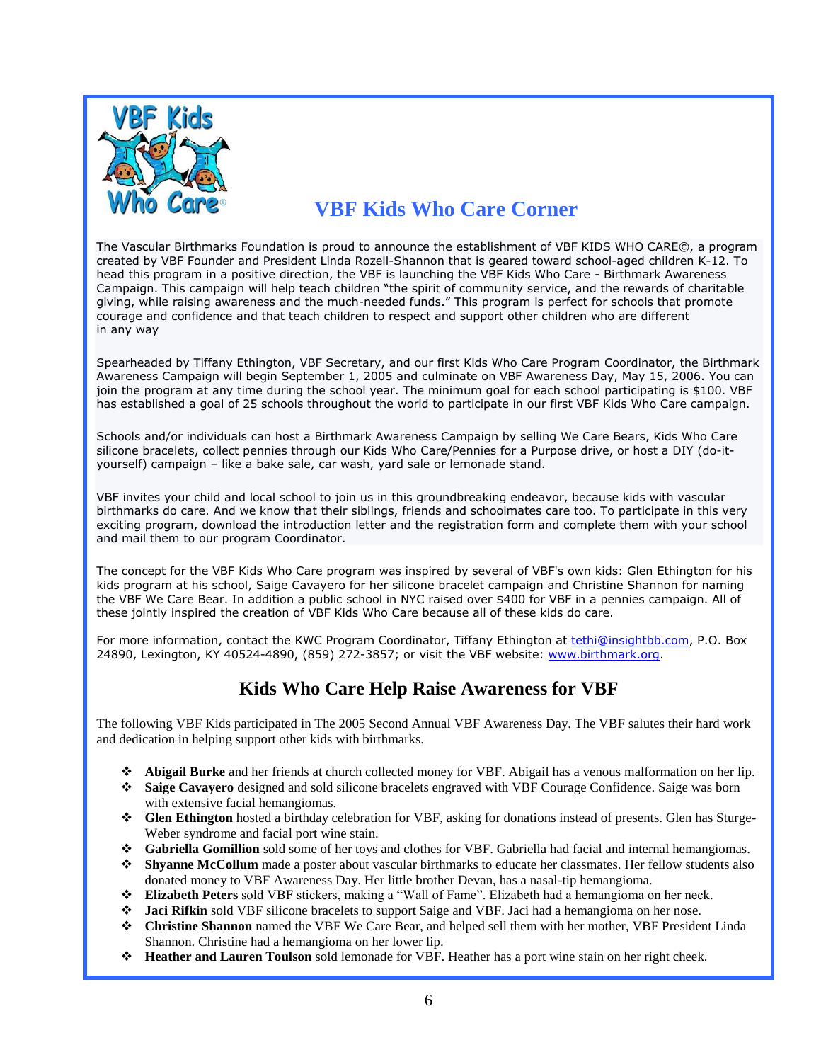## VBF Kids Who Care Corner

The Vascular Birthmarks Foundation is proud to announce the establishment of VBF KIDS WHO CARE©, a program created by VBF Founder and President Linda Rozell-Shannon that is geared toward school-aged children K-12. To head this program in a positive direction, the VBF is launching the VBF Kids Who Care - Birthmark Awareness Campaign. This campaign will help teach children "the spirit of community service, and the rewards of charitable giving, while raising awareness and the much-needed funds." This program is perfect for schools that promote courage and confidence and that teach children to respect and support other children who are different in any way

Spearheaded by Tiffany Ethington, VBF Secretary, and our first Kids Who Care Program Coordinator, the Birthmark Awareness Campaign will begin September 1, 2005 and culminate on VBF Awareness Day, May 15, 2006. You can join the program at any time during the school year. The minimum goal for each school participating is $100. VBF has established a goal of 25 schools throughout the world to participate in our first VBF Kids Who Care campaign.

Schools and/or individuals can host a Birthmark Awareness Campaign by selling We Care Bears, Kids Who Care silicone bracelets, collect pennies through our Kids Who Care/Pennies for a Purpose drive, or host a DIY (do-it-yourself) campaign – like a bake sale, car wash, yard sale or lemonade stand.

VBF invites your child and local school to join us in this groundbreaking endeavor, because kids with vascular birthmarks do care. And we know that their siblings, friends and schoolmates care too. To participate in this very exciting program, download the introduction letter and the registration form and complete them with your school and mail them to our program Coordinator.

The concept for the VBF Kids Who Care program was inspired by several of VBF's own kids: Glen Ethington for his kids program at his school, Saige Cavayero for her silicone bracelet campaign and Christine Shannon for naming the VBF We Care Bear. In addition a public school in NYC raised over $400 for VBF in a pennies campaign. All of these jointly inspired the creation of VBF Kids Who Care because all of these kids do care.

For more information, contact the KWC Program Coordinator, Tiffany Ethington at tethi@insightbb.com, P.O. Box 24890, Lexington, KY 40524-4890, (859) 272-3857; or visit the VBF website: www.birthmark.org.

## Kids Who Care Help Raise Awareness for VBF

The following VBF Kids participated in The 2005 Second Annual VBF Awareness Day. The VBF salutes their hard work and dedication in helping support other kids with birthmarks.

- **Abigail Burke** and her friends at church collected money for VBF. Abigail has a venous malformation on her lip.
- **Saige Cavayero** designed and sold silicone bracelets engraved with VBF Courage Confidence. Saige was born with extensive facial hemangiomas.
- **Glen Ethington** hosted a birthday celebration for VBF, asking for donations instead of presents. Glen has Sturge-Weber syndrome and facial port wine stain.
- **Gabriella Gomillion** sold some of her toys and clothes for VBF. Gabriella had facial and internal hemangiomas.
- **Shyanne McCollum** made a poster about vascular birthmarks to educate her classmates. Her fellow students also donated money to VBF Awareness Day. Her little brother Devan, has a nasal-tip hemangioma.
- **Elizabeth Peters** sold VBF stickers, making a "Wall of Fame". Elizabeth had a hemangioma on her neck.
- **Jaci Rifkin** sold VBF silicone bracelets to support Saige and VBF. Jaci had a hemangioma on her nose.
- **Christine Shannon** named the VBF We Care Bear, and helped sell them with her mother, VBF President Linda Shannon. Christine had a hemangioma on her lower lip.
- **Heather and Lauren Toulson** sold lemonade for VBF. Heather has a port wine stain on her right cheek.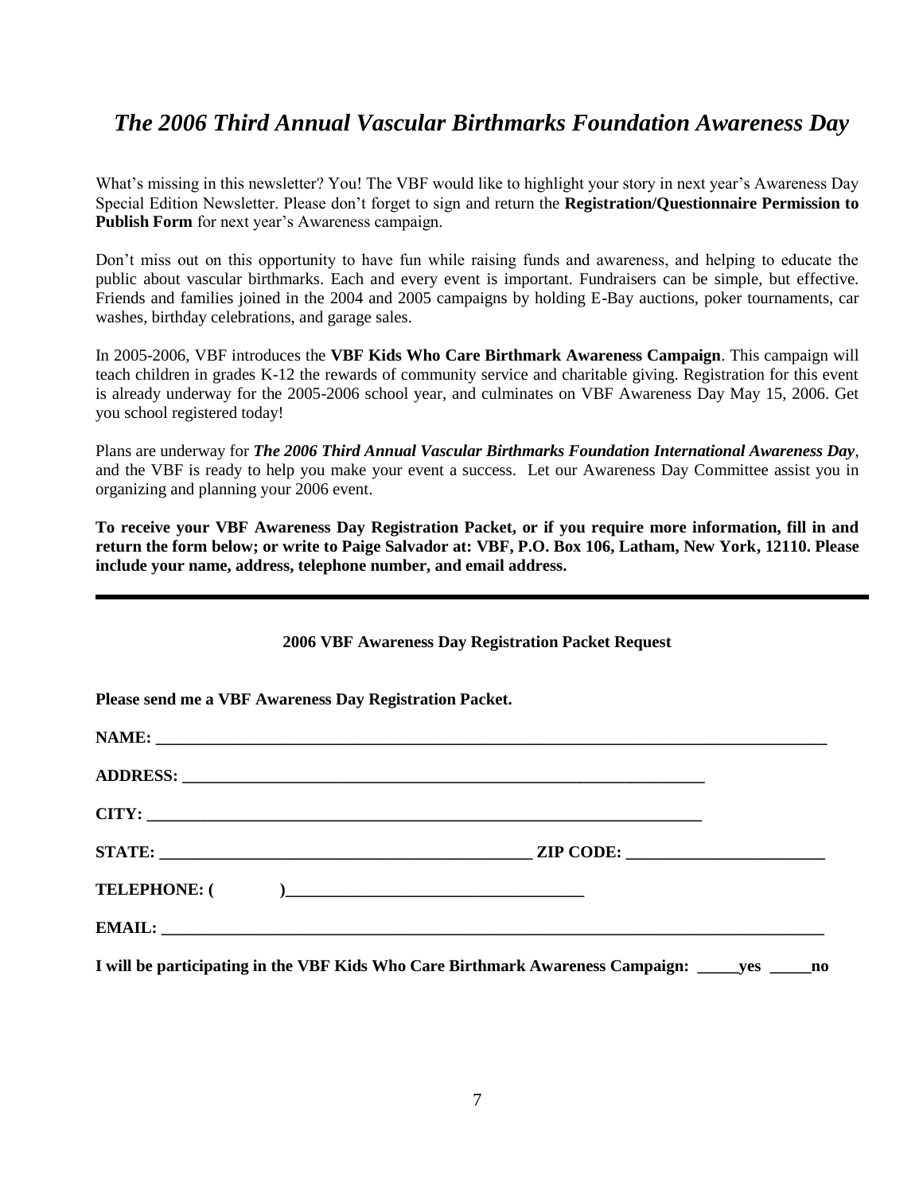## *The 2006 Third Annual Vascular Birthmarks Foundation Awareness Day*

What's missing in this newsletter? You! The VBF would like to highlight your story in next year's Awareness Day Special Edition Newsletter. Please don't forget to sign and return the **Registration/Questionnaire Permission to Publish Form** for next year's Awareness campaign.

Don't miss out on this opportunity to have fun while raising funds and awareness, and helping to educate the public about vascular birthmarks. Each and every event is important. Fundraisers can be simple, but effective. Friends and families joined in the 2004 and 2005 campaigns by holding E-Bay auctions, poker tournaments, car washes, birthday celebrations, and garage sales.

In 2005-2006, VBF introduces the **VBF Kids Who Care Birthmark Awareness Campaign**. This campaign will teach children in grades K-12 the rewards of community service and charitable giving. Registration for this event is already underway for the 2005-2006 school year, and culminates on VBF Awareness Day May 15, 2006. Get you school registered today!

Plans are underway for ***The 2006 Third Annual Vascular Birthmarks Foundation International Awareness Day***, and the VBF is ready to help you make your event a success. Let our Awareness Day Committee assist you in organizing and planning your 2006 event.

**To receive your VBF Awareness Day Registration Packet, or if you require more information, fill in and return the form below; or write to Paige Salvador at: VBF, P.O. Box 106, Latham, New York, 12110. Please include your name, address, telephone number, and email address.**

---

**2006 VBF Awareness Day Registration Packet Request**

**Please send me a VBF Awareness Day Registration Packet.**

**NAME:** ______________________________________________

**ADDRESS:** ______________________________________________

**CITY:** ______________________________________________

**STATE:** ________________________ **ZIP CODE:** ________________

**TELEPHONE: (          )**________________________

**EMAIL:** ______________________________________________

**I will be participating in the VBF Kids Who Care Birthmark Awareness Campaign: _____yes _____no**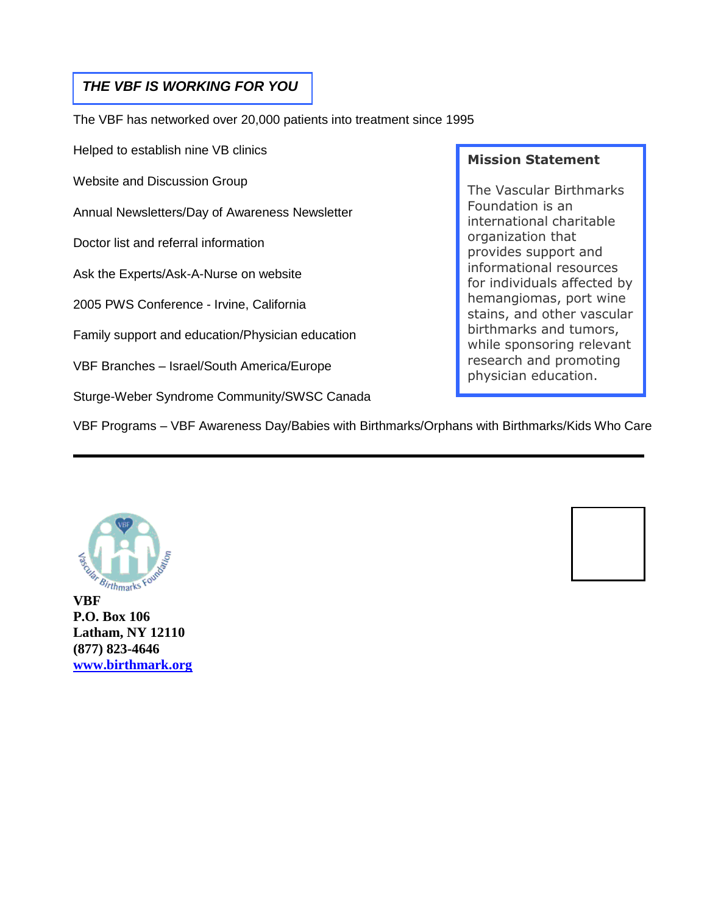## *THE VBF IS WORKING FOR YOU*

The VBF has networked over 20,000 patients into treatment since 1995

Helped to establish nine VB clinics

Website and Discussion Group

Annual Newsletters/Day of Awareness Newsletter

Doctor list and referral information

Ask the Experts/Ask-A-Nurse on website

2005 PWS Conference - Irvine, California

Family support and education/Physician education

VBF Branches – Israel/South America/Europe

Sturge-Weber Syndrome Community/SWSC Canada

VBF Programs – VBF Awareness Day/Babies with Birthmarks/Orphans with Birthmarks/Kids Who Care

**Mission Statement**

The Vascular Birthmarks Foundation is an international charitable organization that provides support and informational resources for individuals affected by hemangiomas, port wine stains, and other vascular birthmarks and tumors, while sponsoring relevant research and promoting physician education.

---

**VBF**
**P.O. Box 106**
**Latham, NY 12110**
**(877) 823-4646**
**[www.birthmark.org](http://www.birthmark.org)**